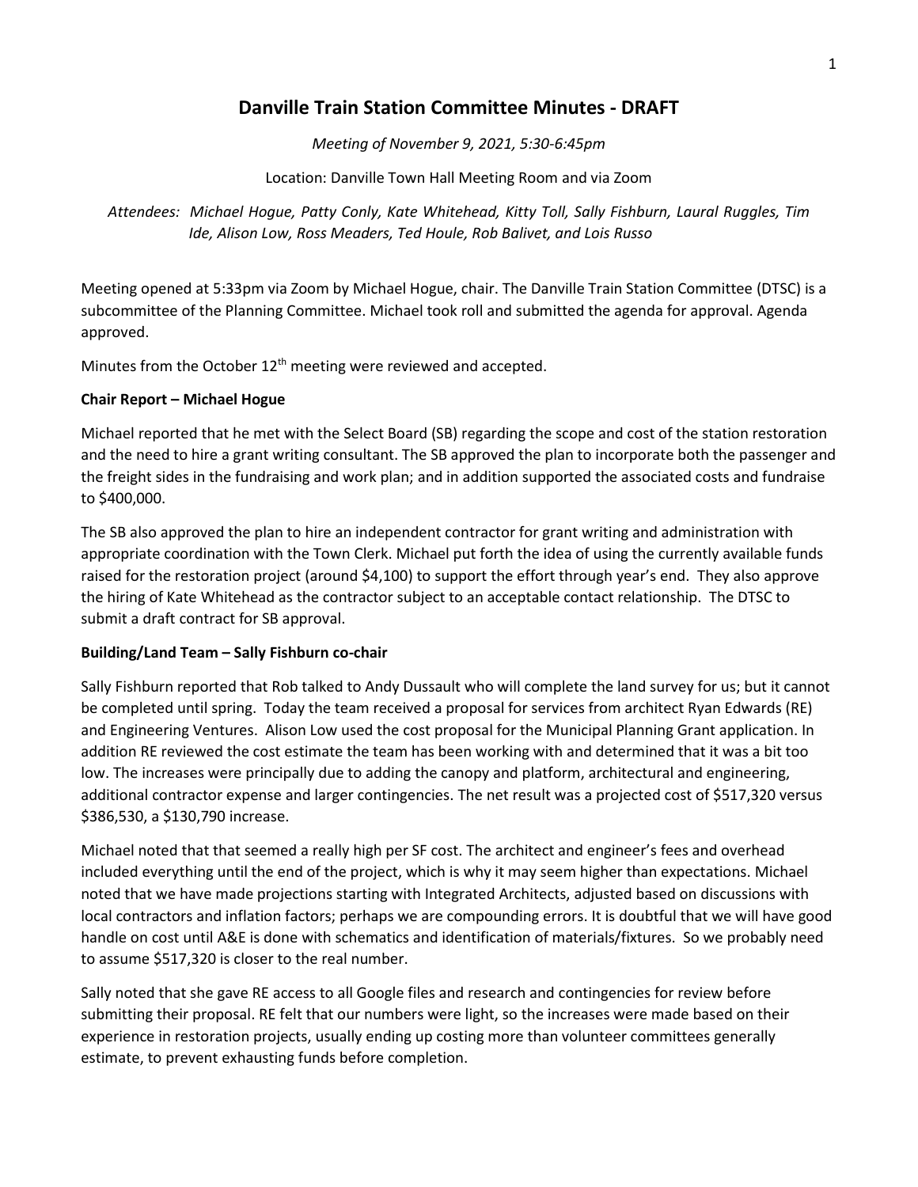# Danville Train Station Committee Minutes - DRAFT

*Meeting of November 9, 2021, 5:30-6:45pm*

Location: Danville Town Hall Meeting Room and via Zoom

*Attendees: Michael Hogue, Patty Conly, Kate Whitehead, Kitty Toll, Sally Fishburn, Laural Ruggles, Tim Ide, Alison Low, Ross Meaders, Ted Houle, Rob Balivet, and Lois Russo*

Meeting opened at 5:33pm via Zoom by Michael Hogue, chair. The Danville Train Station Committee (DTSC) is a subcommittee of the Planning Committee. Michael took roll and submitted the agenda for approval. Agenda approved.

Minutes from the October 12th meeting were reviewed and accepted.

**Chair Report – Michael Hogue**

Michael reported that he met with the Select Board (SB) regarding the scope and cost of the station restoration and the need to hire a grant writing consultant. The SB approved the plan to incorporate both the passenger and the freight sides in the fundraising and work plan; and in addition supported the associated costs and fundraise to $400,000.

The SB also approved the plan to hire an independent contractor for grant writing and administration with appropriate coordination with the Town Clerk. Michael put forth the idea of using the currently available funds raised for the restoration project (around $4,100) to support the effort through year's end. They also approve the hiring of Kate Whitehead as the contractor subject to an acceptable contact relationship. The DTSC to submit a draft contract for SB approval.

**Building/Land Team – Sally Fishburn co-chair**

Sally Fishburn reported that Rob talked to Andy Dussault who will complete the land survey for us; but it cannot be completed until spring. Today the team received a proposal for services from architect Ryan Edwards (RE) and Engineering Ventures. Alison Low used the cost proposal for the Municipal Planning Grant application. In addition RE reviewed the cost estimate the team has been working with and determined that it was a bit too low. The increases were principally due to adding the canopy and platform, architectural and engineering, additional contractor expense and larger contingencies. The net result was a projected cost of $517,320 versus $386,530, a $130,790 increase.

Michael noted that that seemed a really high per SF cost. The architect and engineer's fees and overhead included everything until the end of the project, which is why it may seem higher than expectations. Michael noted that we have made projections starting with Integrated Architects, adjusted based on discussions with local contractors and inflation factors; perhaps we are compounding errors. It is doubtful that we will have good handle on cost until A&E is done with schematics and identification of materials/fixtures. So we probably need to assume $517,320 is closer to the real number.

Sally noted that she gave RE access to all Google files and research and contingencies for review before submitting their proposal. RE felt that our numbers were light, so the increases were made based on their experience in restoration projects, usually ending up costing more than volunteer committees generally estimate, to prevent exhausting funds before completion.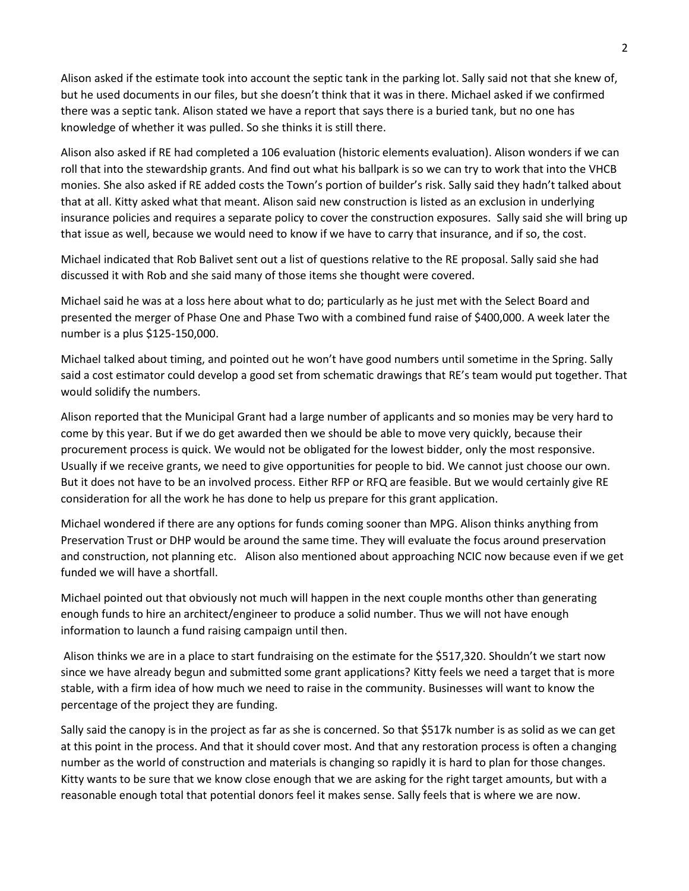Alison asked if the estimate took into account the septic tank in the parking lot. Sally said not that she knew of, but he used documents in our files, but she doesn't think that it was in there. Michael asked if we confirmed there was a septic tank. Alison stated we have a report that says there is a buried tank, but no one has knowledge of whether it was pulled. So she thinks it is still there.

Alison also asked if RE had completed a 106 evaluation (historic elements evaluation). Alison wonders if we can roll that into the stewardship grants. And find out what his ballpark is so we can try to work that into the VHCB monies. She also asked if RE added costs the Town's portion of builder's risk. Sally said they hadn't talked about that at all. Kitty asked what that meant. Alison said new construction is listed as an exclusion in underlying insurance policies and requires a separate policy to cover the construction exposures. Sally said she will bring up that issue as well, because we would need to know if we have to carry that insurance, and if so, the cost.

Michael indicated that Rob Balivet sent out a list of questions relative to the RE proposal. Sally said she had discussed it with Rob and she said many of those items she thought were covered.

Michael said he was at a loss here about what to do; particularly as he just met with the Select Board and presented the merger of Phase One and Phase Two with a combined fund raise of $400,000. A week later the number is a plus $125-150,000.

Michael talked about timing, and pointed out he won't have good numbers until sometime in the Spring. Sally said a cost estimator could develop a good set from schematic drawings that RE's team would put together. That would solidify the numbers.

Alison reported that the Municipal Grant had a large number of applicants and so monies may be very hard to come by this year. But if we do get awarded then we should be able to move very quickly, because their procurement process is quick. We would not be obligated for the lowest bidder, only the most responsive. Usually if we receive grants, we need to give opportunities for people to bid. We cannot just choose our own. But it does not have to be an involved process. Either RFP or RFQ are feasible. But we would certainly give RE consideration for all the work he has done to help us prepare for this grant application.

Michael wondered if there are any options for funds coming sooner than MPG. Alison thinks anything from Preservation Trust or DHP would be around the same time. They will evaluate the focus around preservation and construction, not planning etc. Alison also mentioned about approaching NCIC now because even if we get funded we will have a shortfall.

Michael pointed out that obviously not much will happen in the next couple months other than generating enough funds to hire an architect/engineer to produce a solid number. Thus we will not have enough information to launch a fund raising campaign until then.

Alison thinks we are in a place to start fundraising on the estimate for the $517,320. Shouldn't we start now since we have already begun and submitted some grant applications? Kitty feels we need a target that is more stable, with a firm idea of how much we need to raise in the community. Businesses will want to know the percentage of the project they are funding.

Sally said the canopy is in the project as far as she is concerned. So that $517k number is as solid as we can get at this point in the process. And that it should cover most. And that any restoration process is often a changing number as the world of construction and materials is changing so rapidly it is hard to plan for those changes. Kitty wants to be sure that we know close enough that we are asking for the right target amounts, but with a reasonable enough total that potential donors feel it makes sense. Sally feels that is where we are now.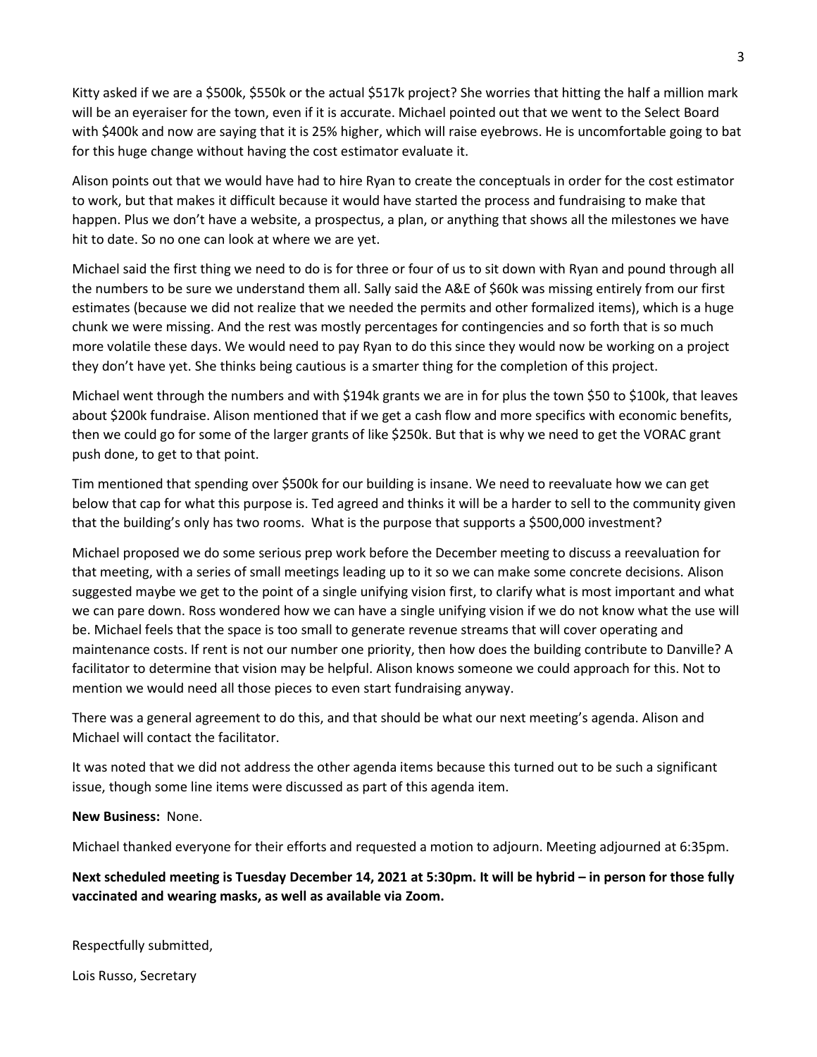Kitty asked if we are a $500k, $550k or the actual $517k project? She worries that hitting the half a million mark will be an eyeraiser for the town, even if it is accurate. Michael pointed out that we went to the Select Board with $400k and now are saying that it is 25% higher, which will raise eyebrows. He is uncomfortable going to bat for this huge change without having the cost estimator evaluate it.

Alison points out that we would have had to hire Ryan to create the conceptuals in order for the cost estimator to work, but that makes it difficult because it would have started the process and fundraising to make that happen. Plus we don't have a website, a prospectus, a plan, or anything that shows all the milestones we have hit to date. So no one can look at where we are yet.

Michael said the first thing we need to do is for three or four of us to sit down with Ryan and pound through all the numbers to be sure we understand them all. Sally said the A&E of $60k was missing entirely from our first estimates (because we did not realize that we needed the permits and other formalized items), which is a huge chunk we were missing. And the rest was mostly percentages for contingencies and so forth that is so much more volatile these days. We would need to pay Ryan to do this since they would now be working on a project they don't have yet. She thinks being cautious is a smarter thing for the completion of this project.

Michael went through the numbers and with $194k grants we are in for plus the town $50 to $100k, that leaves about $200k fundraise. Alison mentioned that if we get a cash flow and more specifics with economic benefits, then we could go for some of the larger grants of like $250k. But that is why we need to get the VORAC grant push done, to get to that point.

Tim mentioned that spending over $500k for our building is insane. We need to reevaluate how we can get below that cap for what this purpose is. Ted agreed and thinks it will be a harder to sell to the community given that the building's only has two rooms. What is the purpose that supports a $500,000 investment?

Michael proposed we do some serious prep work before the December meeting to discuss a reevaluation for that meeting, with a series of small meetings leading up to it so we can make some concrete decisions. Alison suggested maybe we get to the point of a single unifying vision first, to clarify what is most important and what we can pare down. Ross wondered how we can have a single unifying vision if we do not know what the use will be. Michael feels that the space is too small to generate revenue streams that will cover operating and maintenance costs. If rent is not our number one priority, then how does the building contribute to Danville? A facilitator to determine that vision may be helpful. Alison knows someone we could approach for this. Not to mention we would need all those pieces to even start fundraising anyway.

There was a general agreement to do this, and that should be what our next meeting's agenda. Alison and Michael will contact the facilitator.

It was noted that we did not address the other agenda items because this turned out to be such a significant issue, though some line items were discussed as part of this agenda item.

**New Business:** None.

Michael thanked everyone for their efforts and requested a motion to adjourn. Meeting adjourned at 6:35pm.

**Next scheduled meeting is Tuesday December 14, 2021 at 5:30pm. It will be hybrid – in person for those fully vaccinated and wearing masks, as well as available via Zoom.**

Respectfully submitted,

Lois Russo, Secretary